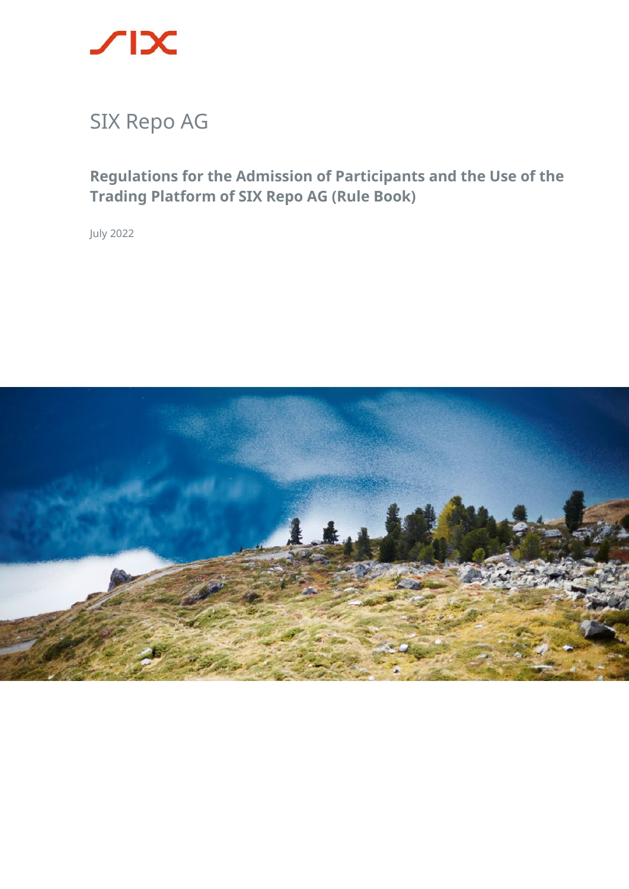SIX Repo AG

# Regulations for the Admission of Participants and the Use of the Trading Platform of SIX Repo AG (Rule Book)

July 2022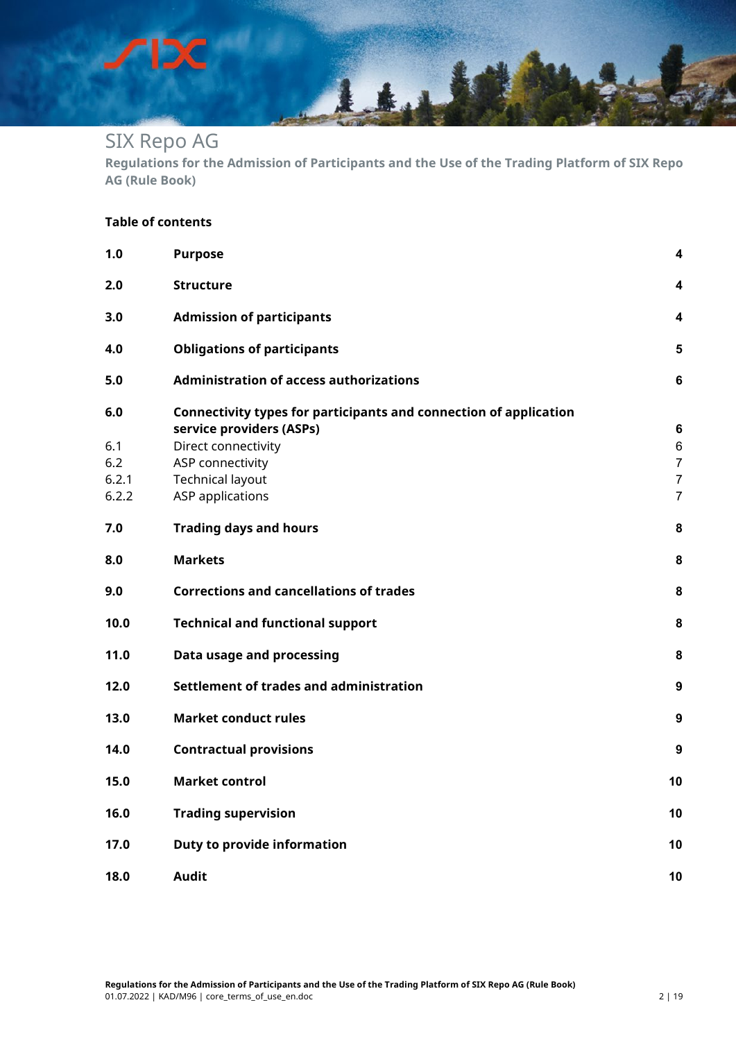# SIX Repo AG

**Regulations for the Admission of Participants and the Use of the Trading Platform of SIX Repo AG (Rule Book)**

**Table of contents**

| | | |
|---|---|---|
| **1.0** | **Purpose** | **4** |
| **2.0** | **Structure** | **4** |
| **3.0** | **Admission of participants** | **4** |
| **4.0** | **Obligations of participants** | **5** |
| **5.0** | **Administration of access authorizations** | **6** |
| **6.0** | **Connectivity types for participants and connection of application service providers (ASPs)** | **6** |
| 6.1 | Direct connectivity | 6 |
| 6.2 | ASP connectivity | 7 |
| 6.2.1 | Technical layout | 7 |
| 6.2.2 | ASP applications | 7 |
| **7.0** | **Trading days and hours** | **8** |
| **8.0** | **Markets** | **8** |
| **9.0** | **Corrections and cancellations of trades** | **8** |
| **10.0** | **Technical and functional support** | **8** |
| **11.0** | **Data usage and processing** | **8** |
| **12.0** | **Settlement of trades and administration** | **9** |
| **13.0** | **Market conduct rules** | **9** |
| **14.0** | **Contractual provisions** | **9** |
| **15.0** | **Market control** | **10** |
| **16.0** | **Trading supervision** | **10** |
| **17.0** | **Duty to provide information** | **10** |
| **18.0** | **Audit** | **10** |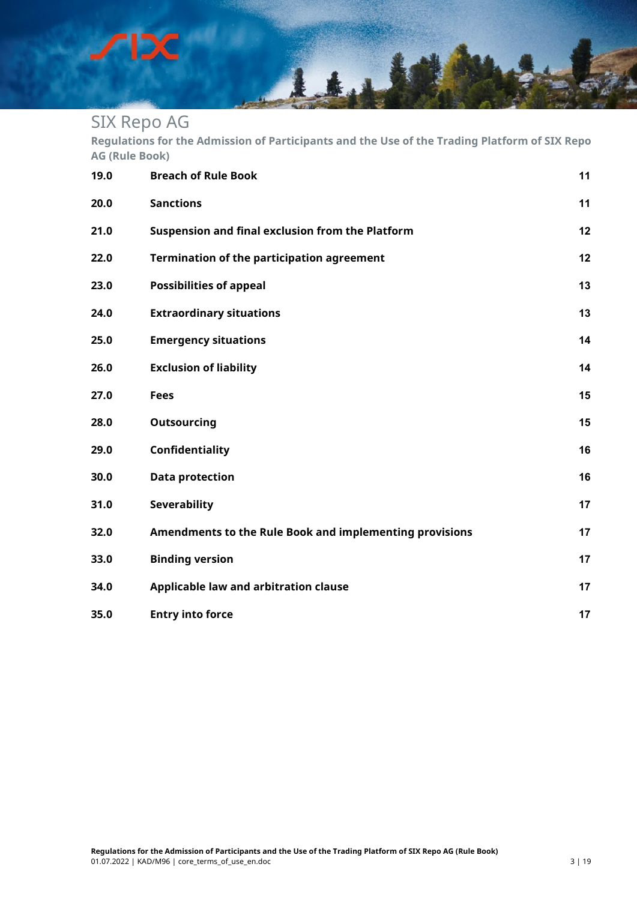| | | |
|---|---|---|
| **19.0** | **Breach of Rule Book** | **11** |
| **20.0** | **Sanctions** | **11** |
| **21.0** | **Suspension and final exclusion from the Platform** | **12** |
| **22.0** | **Termination of the participation agreement** | **12** |
| **23.0** | **Possibilities of appeal** | **13** |
| **24.0** | **Extraordinary situations** | **13** |
| **25.0** | **Emergency situations** | **14** |
| **26.0** | **Exclusion of liability** | **14** |
| **27.0** | **Fees** | **15** |
| **28.0** | **Outsourcing** | **15** |
| **29.0** | **Confidentiality** | **16** |
| **30.0** | **Data protection** | **16** |
| **31.0** | **Severability** | **17** |
| **32.0** | **Amendments to the Rule Book and implementing provisions** | **17** |
| **33.0** | **Binding version** | **17** |
| **34.0** | **Applicable law and arbitration clause** | **17** |
| **35.0** | **Entry into force** | **17** |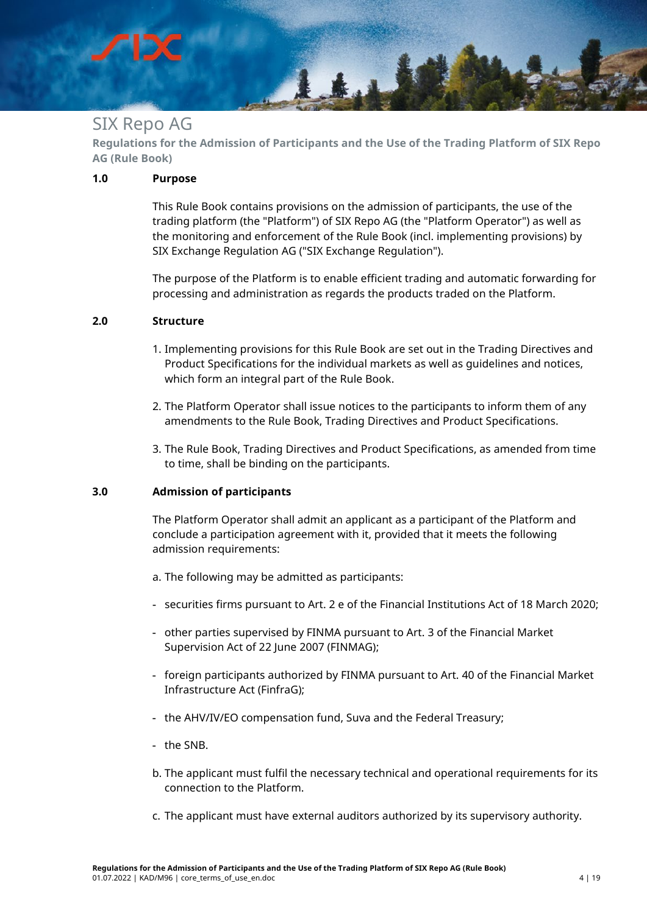# SIX Repo AG

**Regulations for the Admission of Participants and the Use of the Trading Platform of SIX Repo AG (Rule Book)**

## 1.0 Purpose

This Rule Book contains provisions on the admission of participants, the use of the trading platform (the "Platform") of SIX Repo AG (the "Platform Operator") as well as the monitoring and enforcement of the Rule Book (incl. implementing provisions) by SIX Exchange Regulation AG ("SIX Exchange Regulation").

The purpose of the Platform is to enable efficient trading and automatic forwarding for processing and administration as regards the products traded on the Platform.

## 2.0 Structure

1. Implementing provisions for this Rule Book are set out in the Trading Directives and Product Specifications for the individual markets as well as guidelines and notices, which form an integral part of the Rule Book.
2. The Platform Operator shall issue notices to the participants to inform them of any amendments to the Rule Book, Trading Directives and Product Specifications.
3. The Rule Book, Trading Directives and Product Specifications, as amended from time to time, shall be binding on the participants.

## 3.0 Admission of participants

The Platform Operator shall admit an applicant as a participant of the Platform and conclude a participation agreement with it, provided that it meets the following admission requirements:

a. The following may be admitted as participants:

- securities firms pursuant to Art. 2 e of the Financial Institutions Act of 18 March 2020;
- other parties supervised by FINMA pursuant to Art. 3 of the Financial Market Supervision Act of 22 June 2007 (FINMAG);
- foreign participants authorized by FINMA pursuant to Art. 40 of the Financial Market Infrastructure Act (FinfraG);
- the AHV/IV/EO compensation fund, Suva and the Federal Treasury;
- the SNB.

b. The applicant must fulfil the necessary technical and operational requirements for its connection to the Platform.

c. The applicant must have external auditors authorized by its supervisory authority.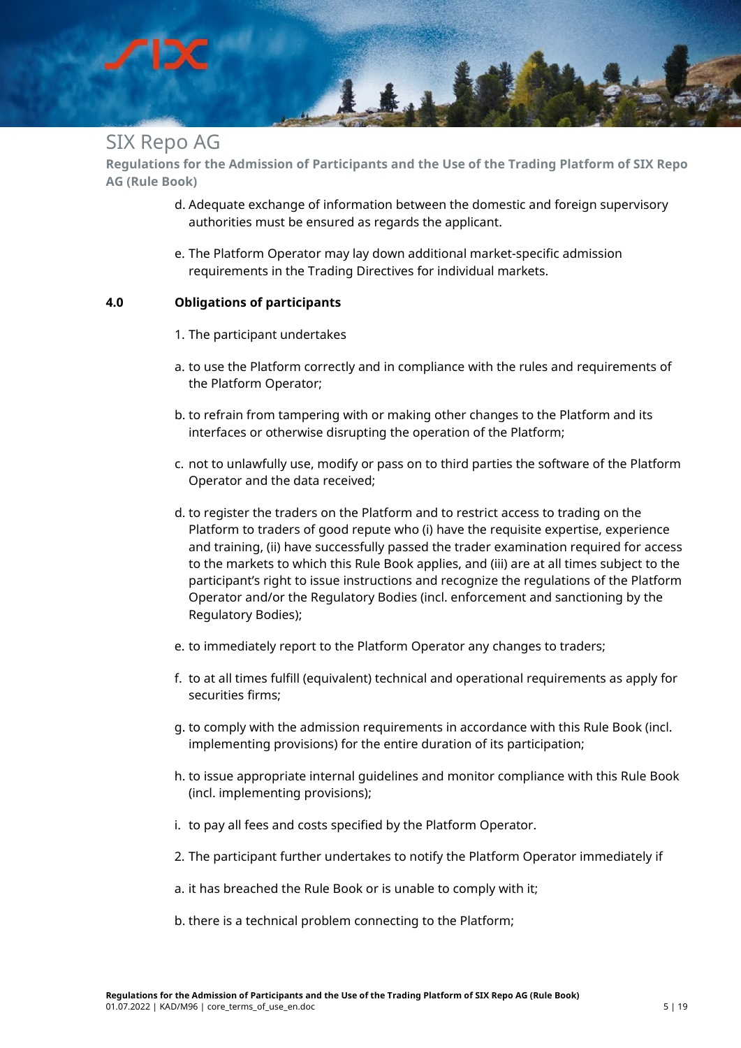d. Adequate exchange of information between the domestic and foreign supervisory authorities must be ensured as regards the applicant.

e. The Platform Operator may lay down additional market-specific admission requirements in the Trading Directives for individual markets.

## 4.0 Obligations of participants

1. The participant undertakes

a. to use the Platform correctly and in compliance with the rules and requirements of the Platform Operator;

b. to refrain from tampering with or making other changes to the Platform and its interfaces or otherwise disrupting the operation of the Platform;

c. not to unlawfully use, modify or pass on to third parties the software of the Platform Operator and the data received;

d. to register the traders on the Platform and to restrict access to trading on the Platform to traders of good repute who (i) have the requisite expertise, experience and training, (ii) have successfully passed the trader examination required for access to the markets to which this Rule Book applies, and (iii) are at all times subject to the participant's right to issue instructions and recognize the regulations of the Platform Operator and/or the Regulatory Bodies (incl. enforcement and sanctioning by the Regulatory Bodies);

e. to immediately report to the Platform Operator any changes to traders;

f. to at all times fulfill (equivalent) technical and operational requirements as apply for securities firms;

g. to comply with the admission requirements in accordance with this Rule Book (incl. implementing provisions) for the entire duration of its participation;

h. to issue appropriate internal guidelines and monitor compliance with this Rule Book (incl. implementing provisions);

i. to pay all fees and costs specified by the Platform Operator.

2. The participant further undertakes to notify the Platform Operator immediately if

a. it has breached the Rule Book or is unable to comply with it;

b. there is a technical problem connecting to the Platform;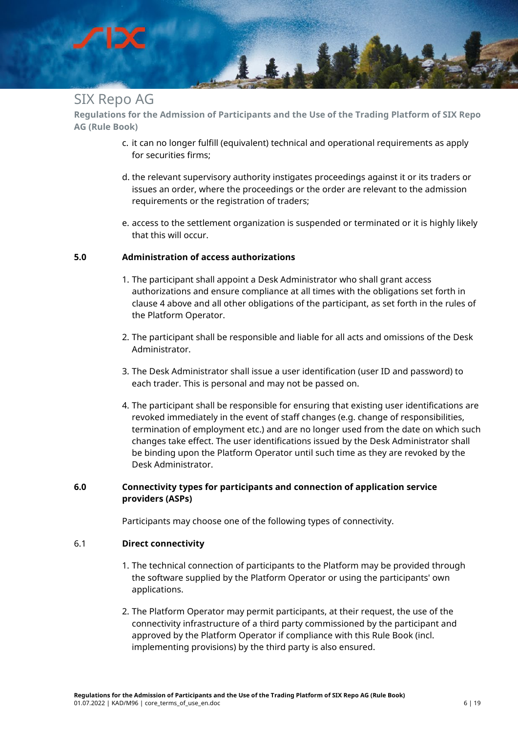c. it can no longer fulfill (equivalent) technical and operational requirements as apply for securities firms;

d. the relevant supervisory authority instigates proceedings against it or its traders or issues an order, where the proceedings or the order are relevant to the admission requirements or the registration of traders;

e. access to the settlement organization is suspended or terminated or it is highly likely that this will occur.

## 5.0 Administration of access authorizations

1. The participant shall appoint a Desk Administrator who shall grant access authorizations and ensure compliance at all times with the obligations set forth in clause 4 above and all other obligations of the participant, as set forth in the rules of the Platform Operator.

2. The participant shall be responsible and liable for all acts and omissions of the Desk Administrator.

3. The Desk Administrator shall issue a user identification (user ID and password) to each trader. This is personal and may not be passed on.

4. The participant shall be responsible for ensuring that existing user identifications are revoked immediately in the event of staff changes (e.g. change of responsibilities, termination of employment etc.) and are no longer used from the date on which such changes take effect. The user identifications issued by the Desk Administrator shall be binding upon the Platform Operator until such time as they are revoked by the Desk Administrator.

## 6.0 Connectivity types for participants and connection of application service providers (ASPs)

Participants may choose one of the following types of connectivity.

### 6.1 Direct connectivity

1. The technical connection of participants to the Platform may be provided through the software supplied by the Platform Operator or using the participants' own applications.

2. The Platform Operator may permit participants, at their request, the use of the connectivity infrastructure of a third party commissioned by the participant and approved by the Platform Operator if compliance with this Rule Book (incl. implementing provisions) by the third party is also ensured.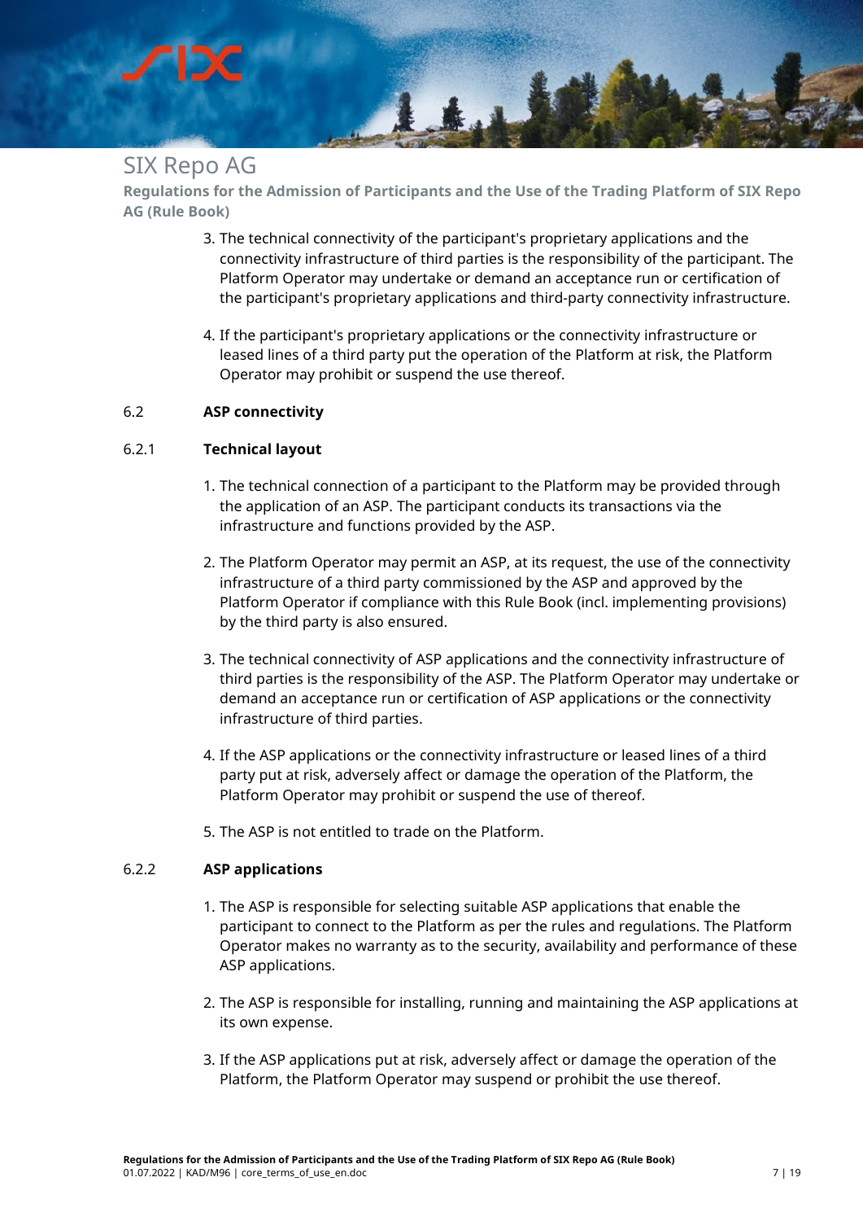3. The technical connectivity of the participant's proprietary applications and the connectivity infrastructure of third parties is the responsibility of the participant. The Platform Operator may undertake or demand an acceptance run or certification of the participant's proprietary applications and third-party connectivity infrastructure.

4. If the participant's proprietary applications or the connectivity infrastructure or leased lines of a third party put the operation of the Platform at risk, the Platform Operator may prohibit or suspend the use thereof.

## 6.2 ASP connectivity

### 6.2.1 Technical layout

1. The technical connection of a participant to the Platform may be provided through the application of an ASP. The participant conducts its transactions via the infrastructure and functions provided by the ASP.

2. The Platform Operator may permit an ASP, at its request, the use of the connectivity infrastructure of a third party commissioned by the ASP and approved by the Platform Operator if compliance with this Rule Book (incl. implementing provisions) by the third party is also ensured.

3. The technical connectivity of ASP applications and the connectivity infrastructure of third parties is the responsibility of the ASP. The Platform Operator may undertake or demand an acceptance run or certification of ASP applications or the connectivity infrastructure of third parties.

4. If the ASP applications or the connectivity infrastructure or leased lines of a third party put at risk, adversely affect or damage the operation of the Platform, the Platform Operator may prohibit or suspend the use of thereof.

5. The ASP is not entitled to trade on the Platform.

### 6.2.2 ASP applications

1. The ASP is responsible for selecting suitable ASP applications that enable the participant to connect to the Platform as per the rules and regulations. The Platform Operator makes no warranty as to the security, availability and performance of these ASP applications.

2. The ASP is responsible for installing, running and maintaining the ASP applications at its own expense.

3. If the ASP applications put at risk, adversely affect or damage the operation of the Platform, the Platform Operator may suspend or prohibit the use thereof.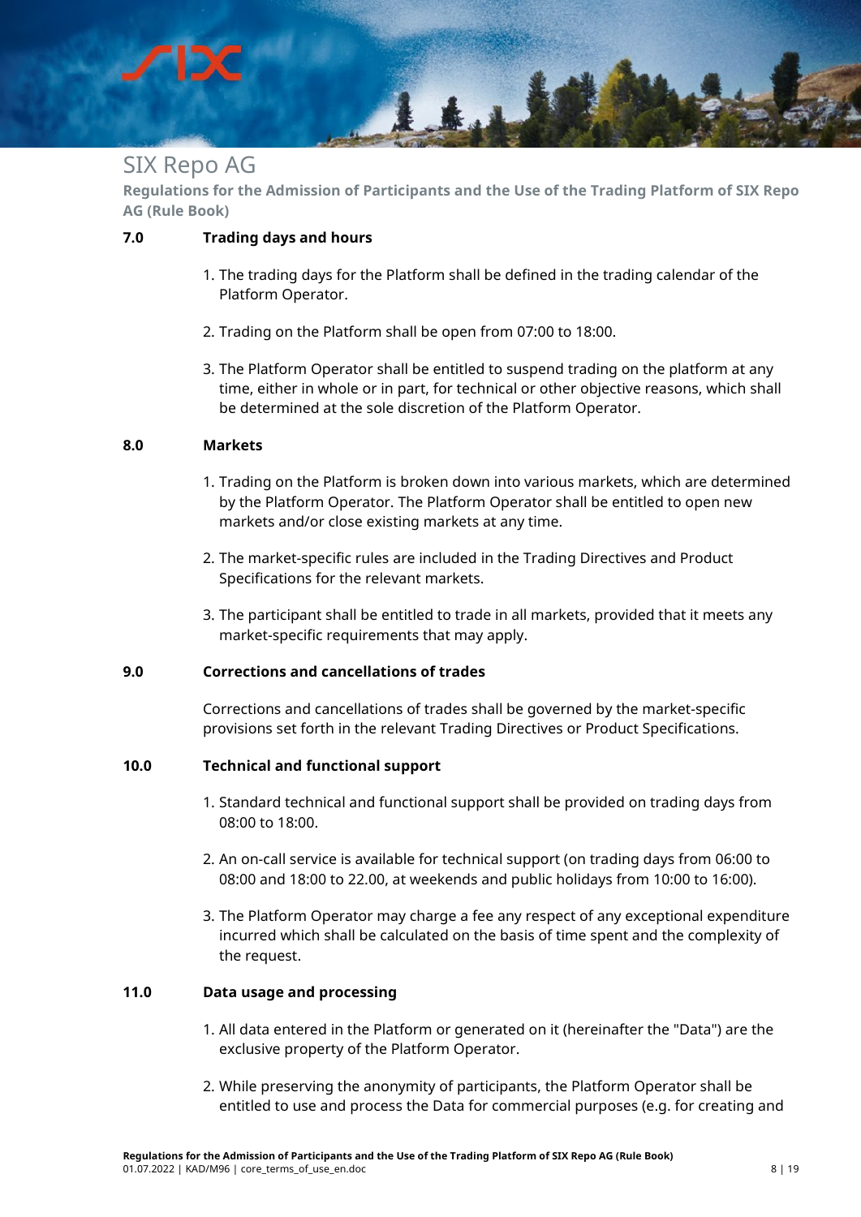## 7.0 Trading days and hours

1. The trading days for the Platform shall be defined in the trading calendar of the Platform Operator.
2. Trading on the Platform shall be open from 07:00 to 18:00.
3. The Platform Operator shall be entitled to suspend trading on the platform at any time, either in whole or in part, for technical or other objective reasons, which shall be determined at the sole discretion of the Platform Operator.

## 8.0 Markets

1. Trading on the Platform is broken down into various markets, which are determined by the Platform Operator. The Platform Operator shall be entitled to open new markets and/or close existing markets at any time.
2. The market-specific rules are included in the Trading Directives and Product Specifications for the relevant markets.
3. The participant shall be entitled to trade in all markets, provided that it meets any market-specific requirements that may apply.

## 9.0 Corrections and cancellations of trades

Corrections and cancellations of trades shall be governed by the market-specific provisions set forth in the relevant Trading Directives or Product Specifications.

## 10.0 Technical and functional support

1. Standard technical and functional support shall be provided on trading days from 08:00 to 18:00.
2. An on-call service is available for technical support (on trading days from 06:00 to 08:00 and 18:00 to 22.00, at weekends and public holidays from 10:00 to 16:00).
3. The Platform Operator may charge a fee any respect of any exceptional expenditure incurred which shall be calculated on the basis of time spent and the complexity of the request.

## 11.0 Data usage and processing

1. All data entered in the Platform or generated on it (hereinafter the "Data") are the exclusive property of the Platform Operator.
2. While preserving the anonymity of participants, the Platform Operator shall be entitled to use and process the Data for commercial purposes (e.g. for creating and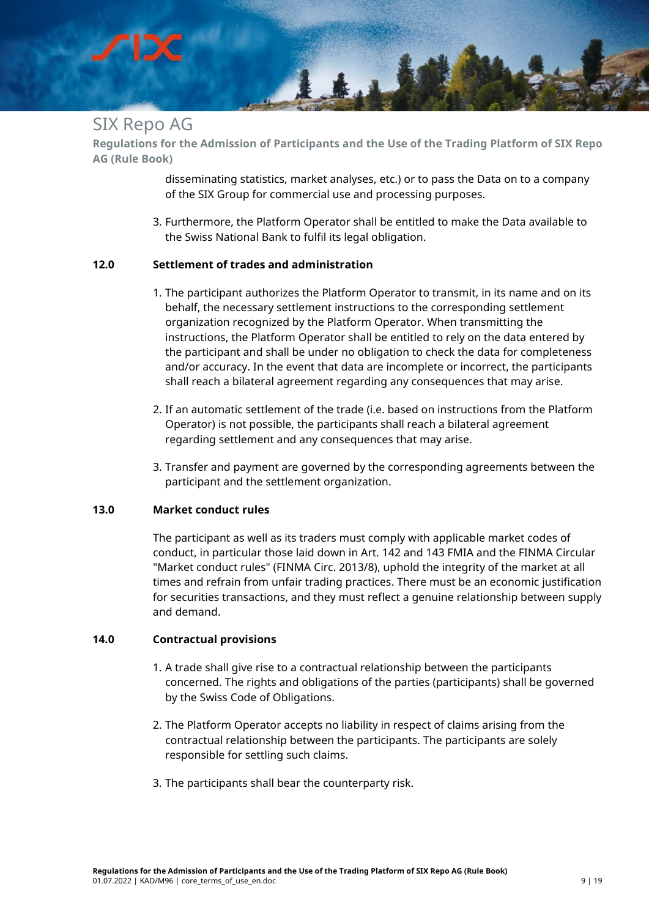disseminating statistics, market analyses, etc.) or to pass the Data on to a company of the SIX Group for commercial use and processing purposes.

3. Furthermore, the Platform Operator shall be entitled to make the Data available to the Swiss National Bank to fulfil its legal obligation.

## 12.0 Settlement of trades and administration

1. The participant authorizes the Platform Operator to transmit, in its name and on its behalf, the necessary settlement instructions to the corresponding settlement organization recognized by the Platform Operator. When transmitting the instructions, the Platform Operator shall be entitled to rely on the data entered by the participant and shall be under no obligation to check the data for completeness and/or accuracy. In the event that data are incomplete or incorrect, the participants shall reach a bilateral agreement regarding any consequences that may arise.

2. If an automatic settlement of the trade (i.e. based on instructions from the Platform Operator) is not possible, the participants shall reach a bilateral agreement regarding settlement and any consequences that may arise.

3. Transfer and payment are governed by the corresponding agreements between the participant and the settlement organization.

## 13.0 Market conduct rules

The participant as well as its traders must comply with applicable market codes of conduct, in particular those laid down in Art. 142 and 143 FMIA and the FINMA Circular "Market conduct rules" (FINMA Circ. 2013/8), uphold the integrity of the market at all times and refrain from unfair trading practices. There must be an economic justification for securities transactions, and they must reflect a genuine relationship between supply and demand.

## 14.0 Contractual provisions

1. A trade shall give rise to a contractual relationship between the participants concerned. The rights and obligations of the parties (participants) shall be governed by the Swiss Code of Obligations.

2. The Platform Operator accepts no liability in respect of claims arising from the contractual relationship between the participants. The participants are solely responsible for settling such claims.

3. The participants shall bear the counterparty risk.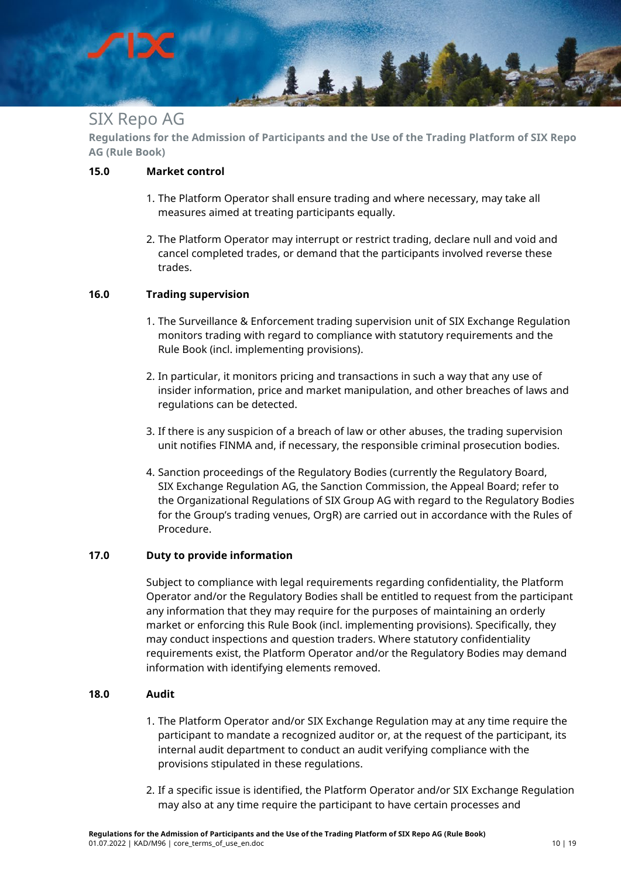## 15.0 Market control

1. The Platform Operator shall ensure trading and where necessary, may take all measures aimed at treating participants equally.

2. The Platform Operator may interrupt or restrict trading, declare null and void and cancel completed trades, or demand that the participants involved reverse these trades.

## 16.0 Trading supervision

1. The Surveillance & Enforcement trading supervision unit of SIX Exchange Regulation monitors trading with regard to compliance with statutory requirements and the Rule Book (incl. implementing provisions).

2. In particular, it monitors pricing and transactions in such a way that any use of insider information, price and market manipulation, and other breaches of laws and regulations can be detected.

3. If there is any suspicion of a breach of law or other abuses, the trading supervision unit notifies FINMA and, if necessary, the responsible criminal prosecution bodies.

4. Sanction proceedings of the Regulatory Bodies (currently the Regulatory Board, SIX Exchange Regulation AG, the Sanction Commission, the Appeal Board; refer to the Organizational Regulations of SIX Group AG with regard to the Regulatory Bodies for the Group's trading venues, OrgR) are carried out in accordance with the Rules of Procedure.

## 17.0 Duty to provide information

Subject to compliance with legal requirements regarding confidentiality, the Platform Operator and/or the Regulatory Bodies shall be entitled to request from the participant any information that they may require for the purposes of maintaining an orderly market or enforcing this Rule Book (incl. implementing provisions). Specifically, they may conduct inspections and question traders. Where statutory confidentiality requirements exist, the Platform Operator and/or the Regulatory Bodies may demand information with identifying elements removed.

## 18.0 Audit

1. The Platform Operator and/or SIX Exchange Regulation may at any time require the participant to mandate a recognized auditor or, at the request of the participant, its internal audit department to conduct an audit verifying compliance with the provisions stipulated in these regulations.

2. If a specific issue is identified, the Platform Operator and/or SIX Exchange Regulation may also at any time require the participant to have certain processes and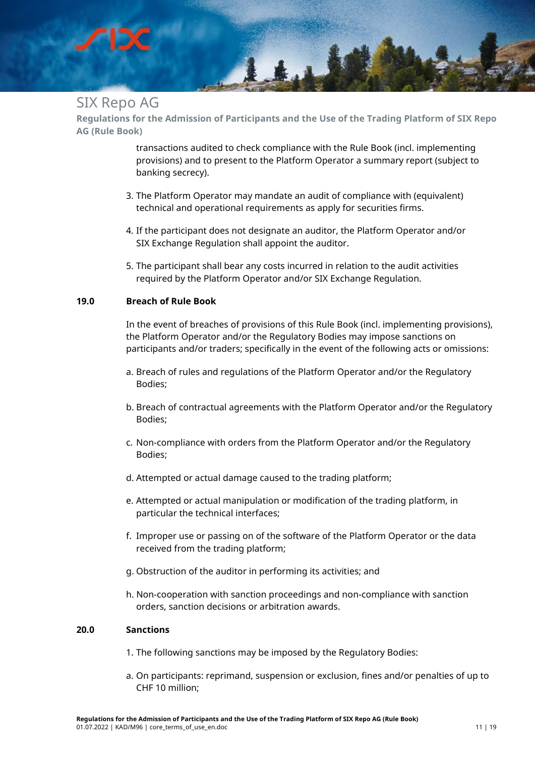transactions audited to check compliance with the Rule Book (incl. implementing provisions) and to present to the Platform Operator a summary report (subject to banking secrecy).

3. The Platform Operator may mandate an audit of compliance with (equivalent) technical and operational requirements as apply for securities firms.

4. If the participant does not designate an auditor, the Platform Operator and/or SIX Exchange Regulation shall appoint the auditor.

5. The participant shall bear any costs incurred in relation to the audit activities required by the Platform Operator and/or SIX Exchange Regulation.

## 19.0 Breach of Rule Book

In the event of breaches of provisions of this Rule Book (incl. implementing provisions), the Platform Operator and/or the Regulatory Bodies may impose sanctions on participants and/or traders; specifically in the event of the following acts or omissions:

a. Breach of rules and regulations of the Platform Operator and/or the Regulatory Bodies;

b. Breach of contractual agreements with the Platform Operator and/or the Regulatory Bodies;

c. Non-compliance with orders from the Platform Operator and/or the Regulatory Bodies;

d. Attempted or actual damage caused to the trading platform;

e. Attempted or actual manipulation or modification of the trading platform, in particular the technical interfaces;

f. Improper use or passing on of the software of the Platform Operator or the data received from the trading platform;

g. Obstruction of the auditor in performing its activities; and

h. Non-cooperation with sanction proceedings and non-compliance with sanction orders, sanction decisions or arbitration awards.

## 20.0 Sanctions

1. The following sanctions may be imposed by the Regulatory Bodies:

a. On participants: reprimand, suspension or exclusion, fines and/or penalties of up to CHF 10 million;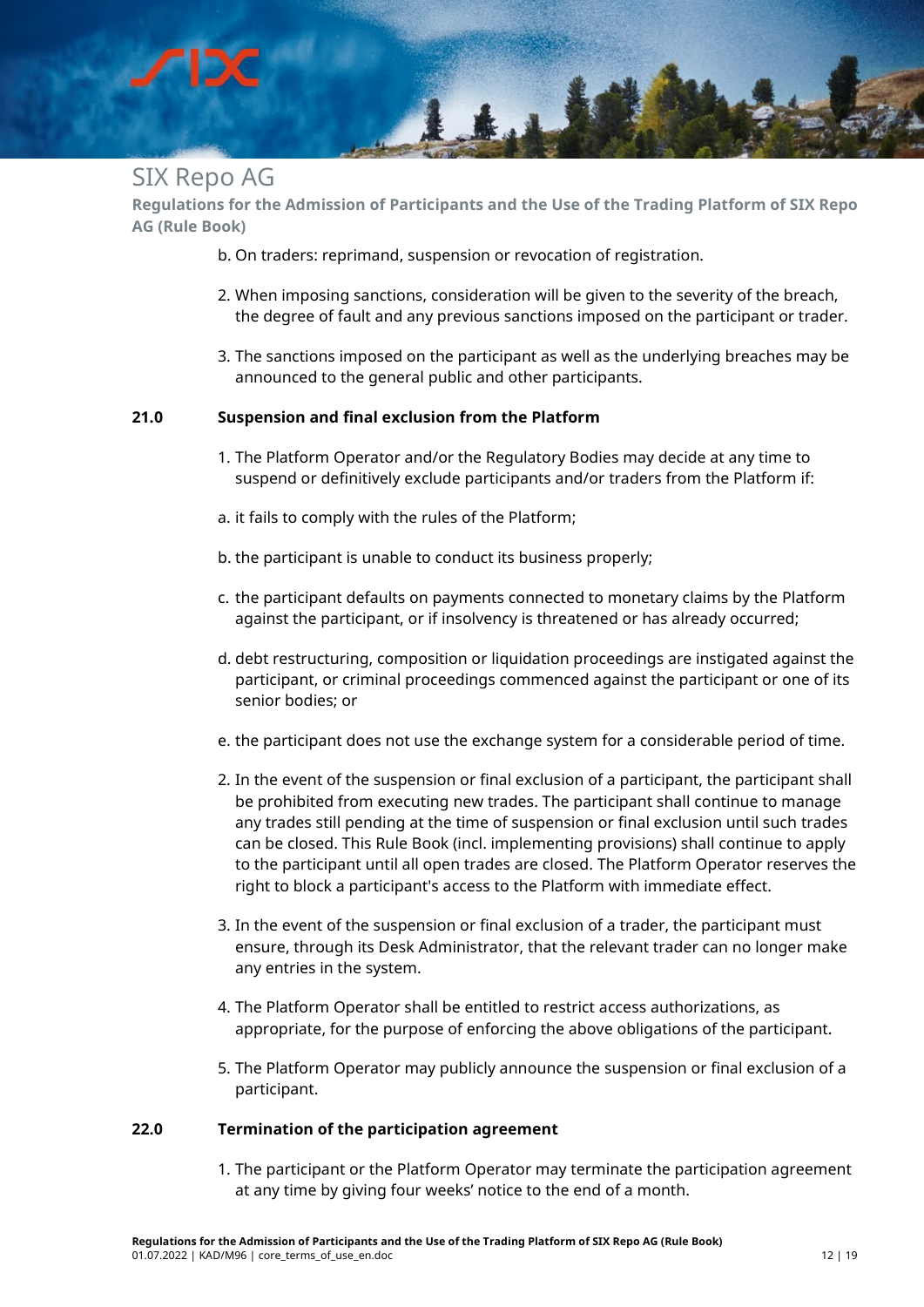b. On traders: reprimand, suspension or revocation of registration.

2. When imposing sanctions, consideration will be given to the severity of the breach, the degree of fault and any previous sanctions imposed on the participant or trader.

3. The sanctions imposed on the participant as well as the underlying breaches may be announced to the general public and other participants.

## 21.0 Suspension and final exclusion from the Platform

1. The Platform Operator and/or the Regulatory Bodies may decide at any time to suspend or definitively exclude participants and/or traders from the Platform if:

a. it fails to comply with the rules of the Platform;

b. the participant is unable to conduct its business properly;

c. the participant defaults on payments connected to monetary claims by the Platform against the participant, or if insolvency is threatened or has already occurred;

d. debt restructuring, composition or liquidation proceedings are instigated against the participant, or criminal proceedings commenced against the participant or one of its senior bodies; or

e. the participant does not use the exchange system for a considerable period of time.

2. In the event of the suspension or final exclusion of a participant, the participant shall be prohibited from executing new trades. The participant shall continue to manage any trades still pending at the time of suspension or final exclusion until such trades can be closed. This Rule Book (incl. implementing provisions) shall continue to apply to the participant until all open trades are closed. The Platform Operator reserves the right to block a participant's access to the Platform with immediate effect.

3. In the event of the suspension or final exclusion of a trader, the participant must ensure, through its Desk Administrator, that the relevant trader can no longer make any entries in the system.

4. The Platform Operator shall be entitled to restrict access authorizations, as appropriate, for the purpose of enforcing the above obligations of the participant.

5. The Platform Operator may publicly announce the suspension or final exclusion of a participant.

## 22.0 Termination of the participation agreement

1. The participant or the Platform Operator may terminate the participation agreement at any time by giving four weeks' notice to the end of a month.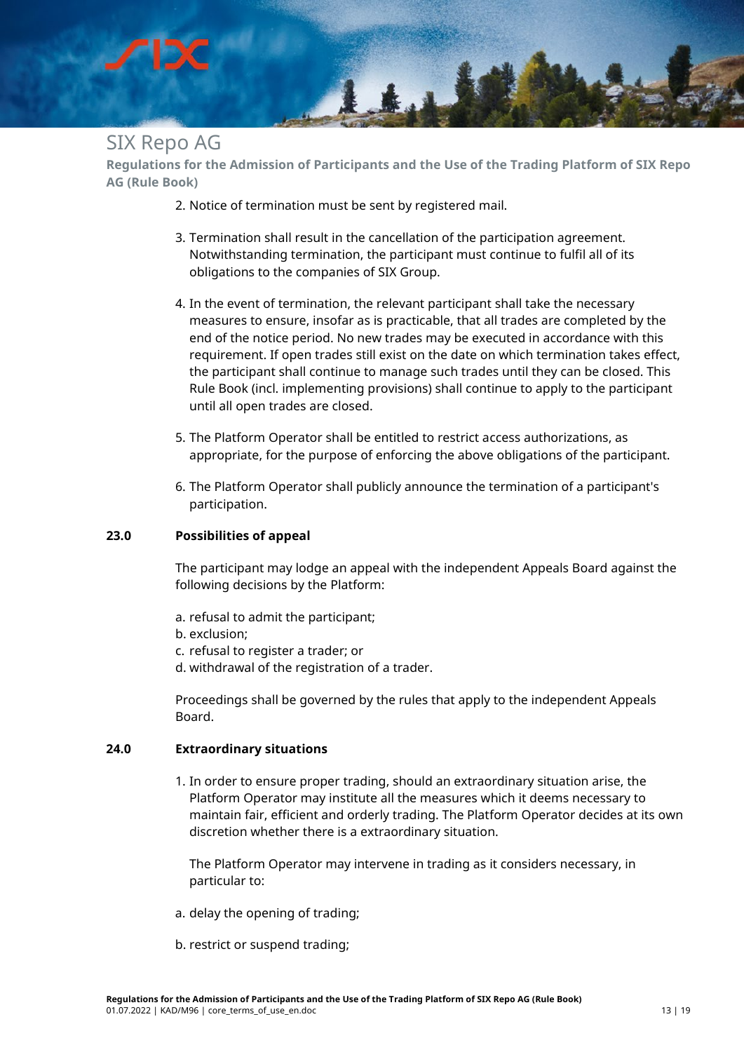2. Notice of termination must be sent by registered mail.

3. Termination shall result in the cancellation of the participation agreement. Notwithstanding termination, the participant must continue to fulfil all of its obligations to the companies of SIX Group.

4. In the event of termination, the relevant participant shall take the necessary measures to ensure, insofar as is practicable, that all trades are completed by the end of the notice period. No new trades may be executed in accordance with this requirement. If open trades still exist on the date on which termination takes effect, the participant shall continue to manage such trades until they can be closed. This Rule Book (incl. implementing provisions) shall continue to apply to the participant until all open trades are closed.

5. The Platform Operator shall be entitled to restrict access authorizations, as appropriate, for the purpose of enforcing the above obligations of the participant.

6. The Platform Operator shall publicly announce the termination of a participant's participation.

## 23.0 Possibilities of appeal

The participant may lodge an appeal with the independent Appeals Board against the following decisions by the Platform:

a. refusal to admit the participant;
b. exclusion;
c. refusal to register a trader; or
d. withdrawal of the registration of a trader.

Proceedings shall be governed by the rules that apply to the independent Appeals Board.

## 24.0 Extraordinary situations

1. In order to ensure proper trading, should an extraordinary situation arise, the Platform Operator may institute all the measures which it deems necessary to maintain fair, efficient and orderly trading. The Platform Operator decides at its own discretion whether there is a extraordinary situation.

   The Platform Operator may intervene in trading as it considers necessary, in particular to:

a. delay the opening of trading;

b. restrict or suspend trading;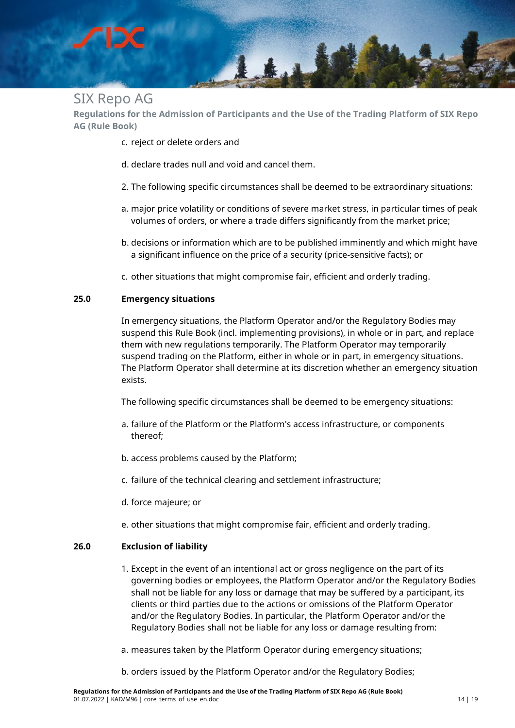c. reject or delete orders and

d. declare trades null and void and cancel them.

2. The following specific circumstances shall be deemed to be extraordinary situations:

a. major price volatility or conditions of severe market stress, in particular times of peak volumes of orders, or where a trade differs significantly from the market price;

b. decisions or information which are to be published imminently and which might have a significant influence on the price of a security (price-sensitive facts); or

c. other situations that might compromise fair, efficient and orderly trading.

### 25.0 Emergency situations

In emergency situations, the Platform Operator and/or the Regulatory Bodies may suspend this Rule Book (incl. implementing provisions), in whole or in part, and replace them with new regulations temporarily. The Platform Operator may temporarily suspend trading on the Platform, either in whole or in part, in emergency situations. The Platform Operator shall determine at its discretion whether an emergency situation exists.

The following specific circumstances shall be deemed to be emergency situations:

a. failure of the Platform or the Platform's access infrastructure, or components thereof;

b. access problems caused by the Platform;

c. failure of the technical clearing and settlement infrastructure;

d. force majeure; or

e. other situations that might compromise fair, efficient and orderly trading.

### 26.0 Exclusion of liability

1. Except in the event of an intentional act or gross negligence on the part of its governing bodies or employees, the Platform Operator and/or the Regulatory Bodies shall not be liable for any loss or damage that may be suffered by a participant, its clients or third parties due to the actions or omissions of the Platform Operator and/or the Regulatory Bodies. In particular, the Platform Operator and/or the Regulatory Bodies shall not be liable for any loss or damage resulting from:

a. measures taken by the Platform Operator during emergency situations;

b. orders issued by the Platform Operator and/or the Regulatory Bodies;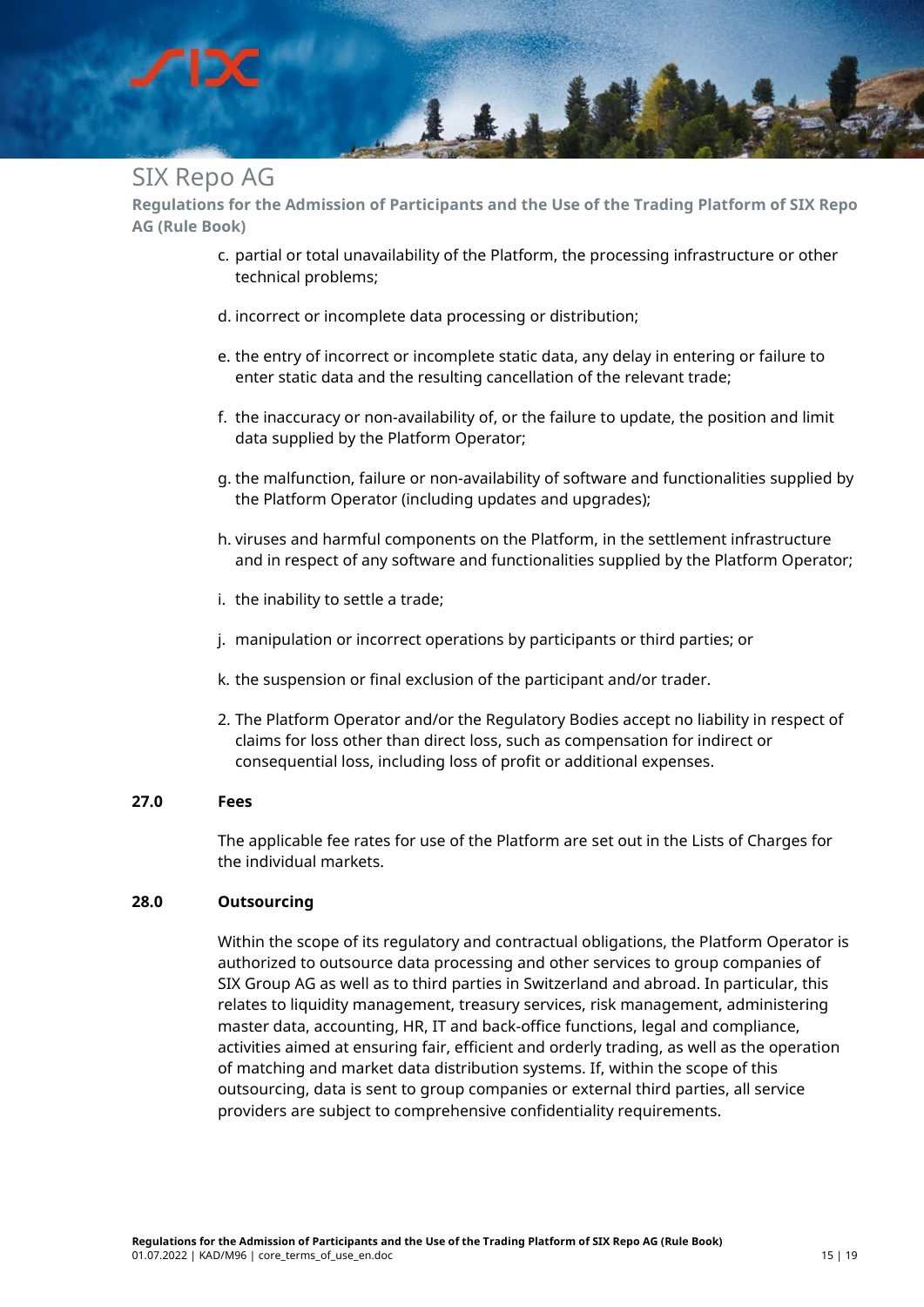c. partial or total unavailability of the Platform, the processing infrastructure or other technical problems;

d. incorrect or incomplete data processing or distribution;

e. the entry of incorrect or incomplete static data, any delay in entering or failure to enter static data and the resulting cancellation of the relevant trade;

f. the inaccuracy or non-availability of, or the failure to update, the position and limit data supplied by the Platform Operator;

g. the malfunction, failure or non-availability of software and functionalities supplied by the Platform Operator (including updates and upgrades);

h. viruses and harmful components on the Platform, in the settlement infrastructure and in respect of any software and functionalities supplied by the Platform Operator;

i. the inability to settle a trade;

j. manipulation or incorrect operations by participants or third parties; or

k. the suspension or final exclusion of the participant and/or trader.

2. The Platform Operator and/or the Regulatory Bodies accept no liability in respect of claims for loss other than direct loss, such as compensation for indirect or consequential loss, including loss of profit or additional expenses.

## 27.0 Fees

The applicable fee rates for use of the Platform are set out in the Lists of Charges for the individual markets.

## 28.0 Outsourcing

Within the scope of its regulatory and contractual obligations, the Platform Operator is authorized to outsource data processing and other services to group companies of SIX Group AG as well as to third parties in Switzerland and abroad. In particular, this relates to liquidity management, treasury services, risk management, administering master data, accounting, HR, IT and back-office functions, legal and compliance, activities aimed at ensuring fair, efficient and orderly trading, as well as the operation of matching and market data distribution systems. If, within the scope of this outsourcing, data is sent to group companies or external third parties, all service providers are subject to comprehensive confidentiality requirements.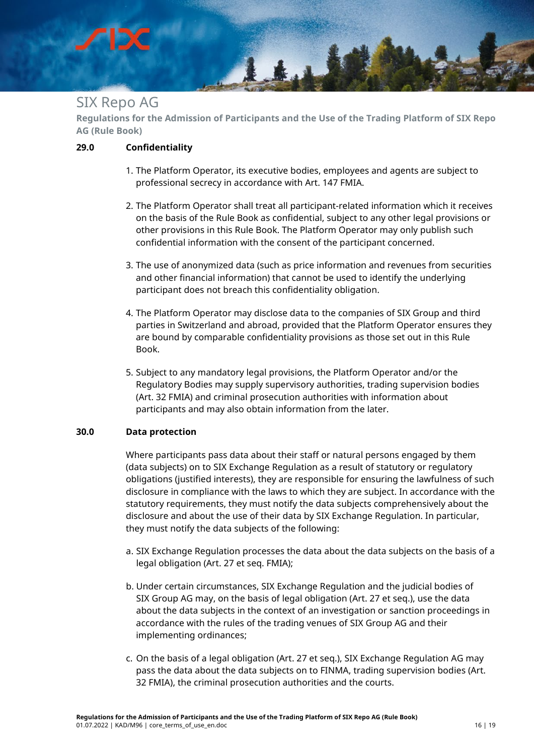## 29.0 Confidentiality

1. The Platform Operator, its executive bodies, employees and agents are subject to professional secrecy in accordance with Art. 147 FMIA.

2. The Platform Operator shall treat all participant-related information which it receives on the basis of the Rule Book as confidential, subject to any other legal provisions or other provisions in this Rule Book. The Platform Operator may only publish such confidential information with the consent of the participant concerned.

3. The use of anonymized data (such as price information and revenues from securities and other financial information) that cannot be used to identify the underlying participant does not breach this confidentiality obligation.

4. The Platform Operator may disclose data to the companies of SIX Group and third parties in Switzerland and abroad, provided that the Platform Operator ensures they are bound by comparable confidentiality provisions as those set out in this Rule Book.

5. Subject to any mandatory legal provisions, the Platform Operator and/or the Regulatory Bodies may supply supervisory authorities, trading supervision bodies (Art. 32 FMIA) and criminal prosecution authorities with information about participants and may also obtain information from the later.

## 30.0 Data protection

Where participants pass data about their staff or natural persons engaged by them (data subjects) on to SIX Exchange Regulation as a result of statutory or regulatory obligations (justified interests), they are responsible for ensuring the lawfulness of such disclosure in compliance with the laws to which they are subject. In accordance with the statutory requirements, they must notify the data subjects comprehensively about the disclosure and about the use of their data by SIX Exchange Regulation. In particular, they must notify the data subjects of the following:

a. SIX Exchange Regulation processes the data about the data subjects on the basis of a legal obligation (Art. 27 et seq. FMIA);

b. Under certain circumstances, SIX Exchange Regulation and the judicial bodies of SIX Group AG may, on the basis of legal obligation (Art. 27 et seq.), use the data about the data subjects in the context of an investigation or sanction proceedings in accordance with the rules of the trading venues of SIX Group AG and their implementing ordinances;

c. On the basis of a legal obligation (Art. 27 et seq.), SIX Exchange Regulation AG may pass the data about the data subjects on to FINMA, trading supervision bodies (Art. 32 FMIA), the criminal prosecution authorities and the courts.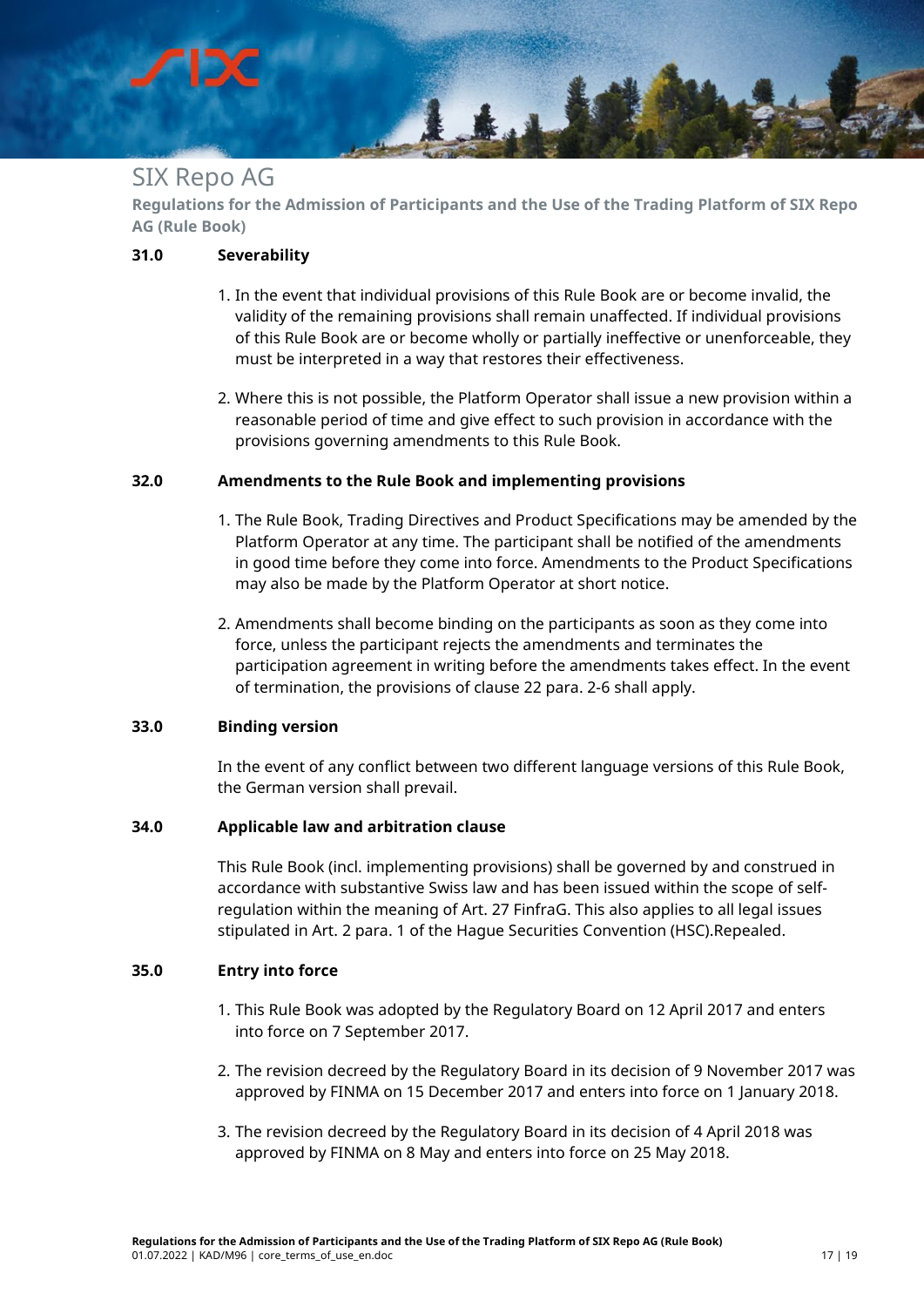## 31.0 Severability

1. In the event that individual provisions of this Rule Book are or become invalid, the validity of the remaining provisions shall remain unaffected. If individual provisions of this Rule Book are or become wholly or partially ineffective or unenforceable, they must be interpreted in a way that restores their effectiveness.
2. Where this is not possible, the Platform Operator shall issue a new provision within a reasonable period of time and give effect to such provision in accordance with the provisions governing amendments to this Rule Book.

## 32.0 Amendments to the Rule Book and implementing provisions

1. The Rule Book, Trading Directives and Product Specifications may be amended by the Platform Operator at any time. The participant shall be notified of the amendments in good time before they come into force. Amendments to the Product Specifications may also be made by the Platform Operator at short notice.
2. Amendments shall become binding on the participants as soon as they come into force, unless the participant rejects the amendments and terminates the participation agreement in writing before the amendments takes effect. In the event of termination, the provisions of clause 22 para. 2-6 shall apply.

## 33.0 Binding version

In the event of any conflict between two different language versions of this Rule Book, the German version shall prevail.

## 34.0 Applicable law and arbitration clause

This Rule Book (incl. implementing provisions) shall be governed by and construed in accordance with substantive Swiss law and has been issued within the scope of self-regulation within the meaning of Art. 27 FinfraG. This also applies to all legal issues stipulated in Art. 2 para. 1 of the Hague Securities Convention (HSC).Repealed.

## 35.0 Entry into force

1. This Rule Book was adopted by the Regulatory Board on 12 April 2017 and enters into force on 7 September 2017.
2. The revision decreed by the Regulatory Board in its decision of 9 November 2017 was approved by FINMA on 15 December 2017 and enters into force on 1 January 2018.
3. The revision decreed by the Regulatory Board in its decision of 4 April 2018 was approved by FINMA on 8 May and enters into force on 25 May 2018.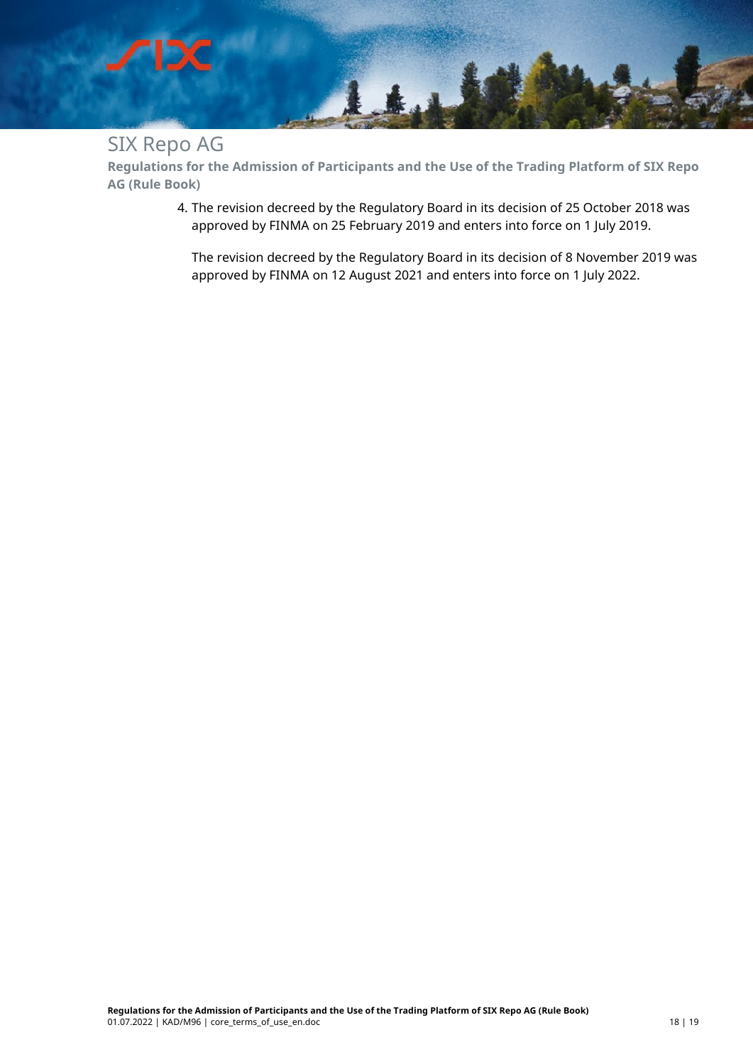4. The revision decreed by the Regulatory Board in its decision of 25 October 2018 was approved by FINMA on 25 February 2019 and enters into force on 1 July 2019.

   The revision decreed by the Regulatory Board in its decision of 8 November 2019 was approved by FINMA on 12 August 2021 and enters into force on 1 July 2022.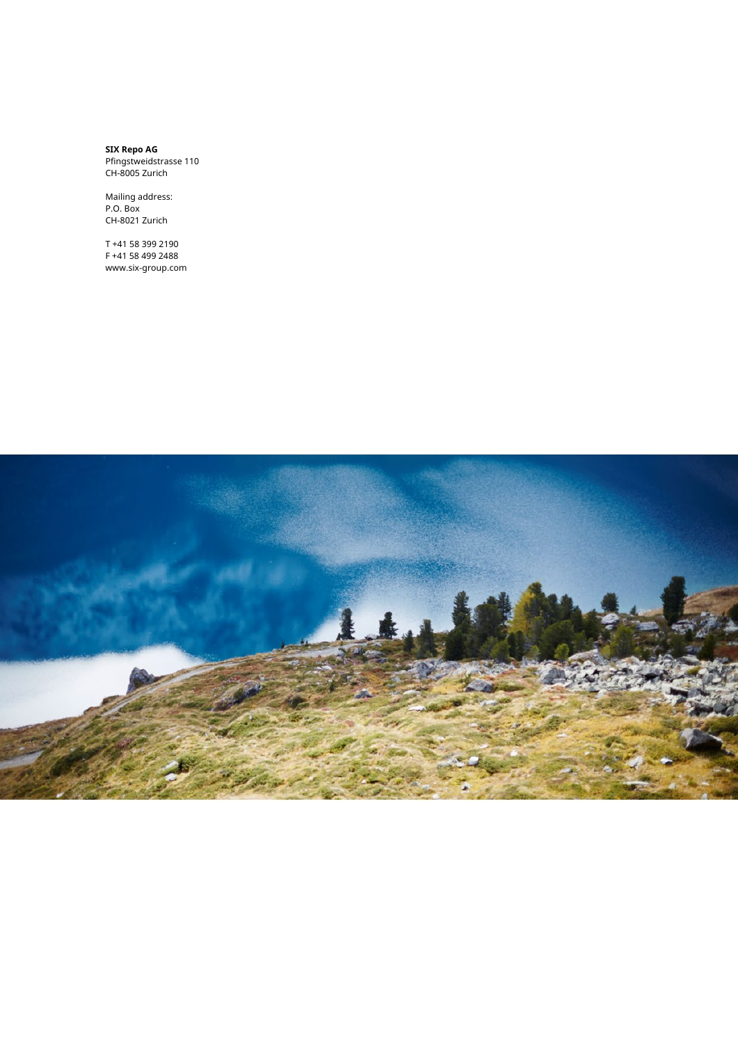**SIX Repo AG**
Pfingstweidstrasse 110
CH-8005 Zurich

Mailing address:
P.O. Box
CH-8021 Zurich

T +41 58 399 2190
F +41 58 499 2488
www.six-group.com